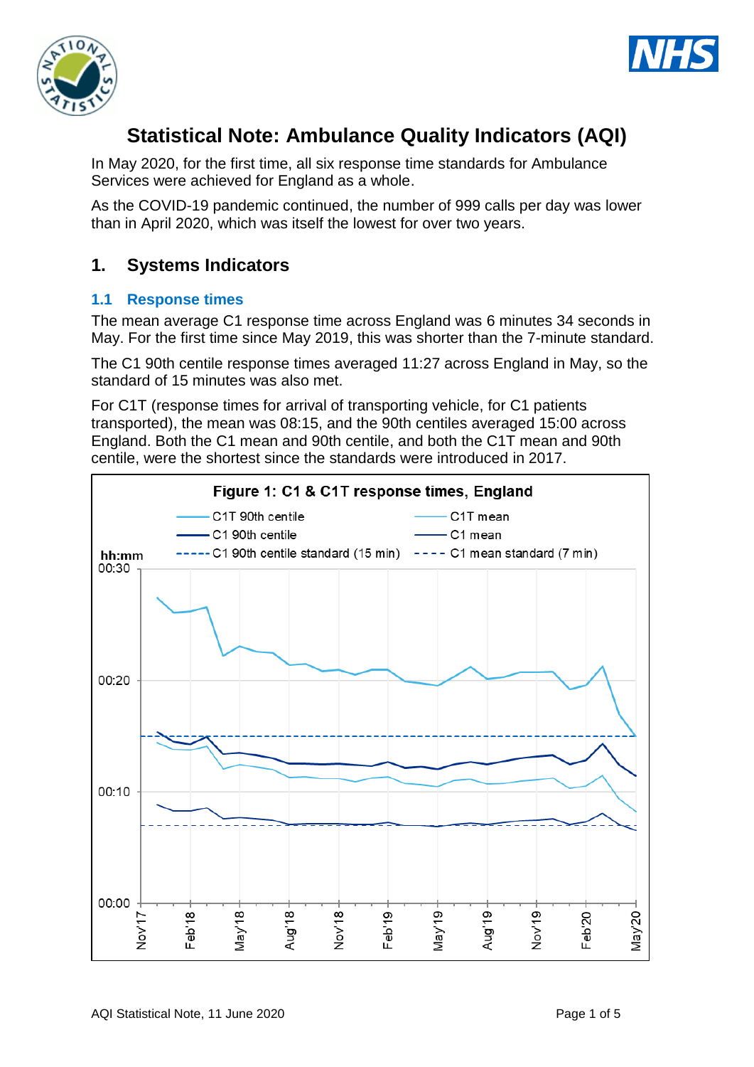# Statistical Note: Ambulance Quality Indicators (AQI)

In May 2020, for the first time, all six response time standards for Ambulance Services were achieved for England as a whole.

As the COVID-19 pandemic continued, the number of 999 calls per day was lower than in April 2020, which was itself the lowest for over two years.

## 1. Systems Indicators

### 1.1 Response times

The mean average C1 response time across England was 6 minutes 34 seconds in May. For the first time since May 2019, this was shorter than the 7-minute standard.

The C1 90th centile response times averaged 11:27 across England in May, so the standard of 15 minutes was also met.

For C1T (response times for arrival of transporting vehicle, for C1 patients transported), the mean was 08:15, and the 90th centiles averaged 15:00 across England. Both the C1 mean and 90th centile, and both the C1T mean and 90th centile, were the shortest since the standards were introduced in 2017.

**Figure 1: C1 & C1T response times, England**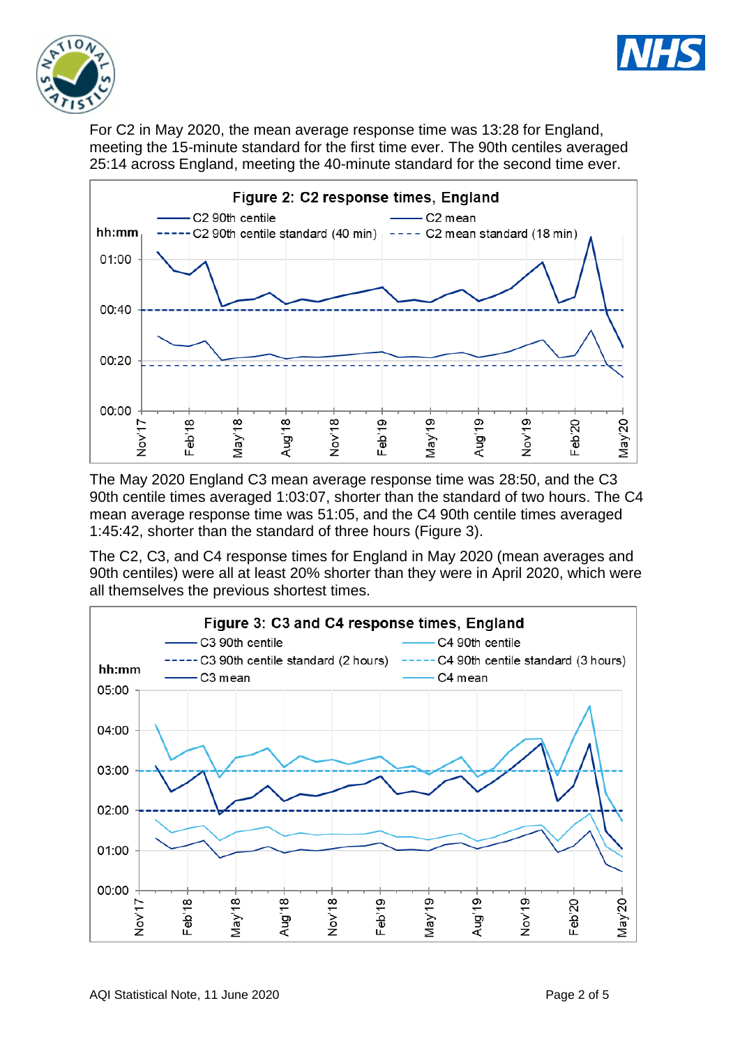For C2 in May 2020, the mean average response time was 13:28 for England, meeting the 15-minute standard for the first time ever. The 90th centiles averaged 25:14 across England, meeting the 40-minute standard for the second time ever.

**Figure 2: C2 response times, England**

The May 2020 England C3 mean average response time was 28:50, and the C3 90th centile times averaged 1:03:07, shorter than the standard of two hours. The C4 mean average response time was 51:05, and the C4 90th centile times averaged 1:45:42, shorter than the standard of three hours (Figure 3).

The C2, C3, and C4 response times for England in May 2020 (mean averages and 90th centiles) were all at least 20% shorter than they were in April 2020, which were all themselves the previous shortest times.

**Figure 3: C3 and C4 response times, England**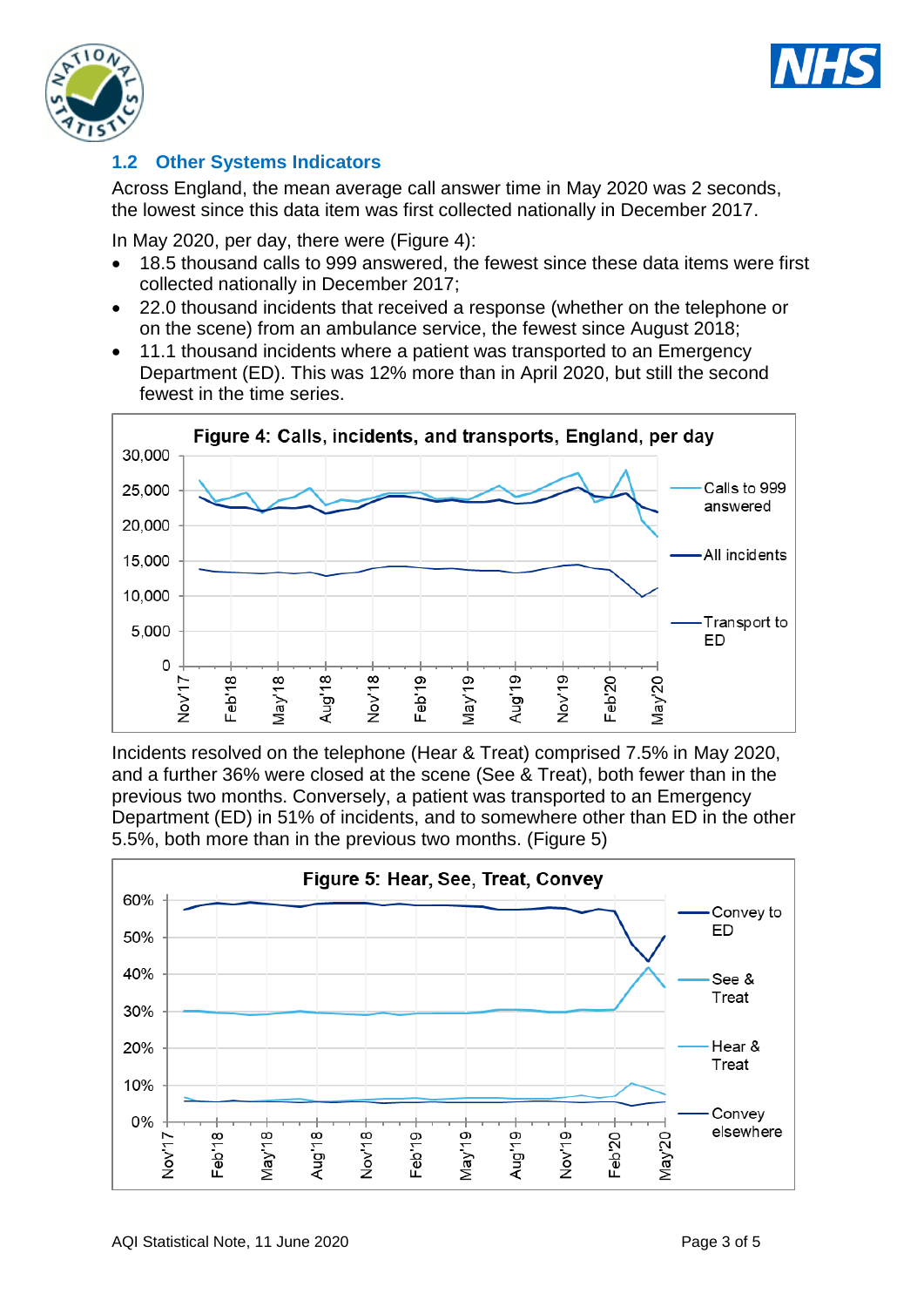## 1.2 Other Systems Indicators

Across England, the mean average call answer time in May 2020 was 2 seconds, the lowest since this data item was first collected nationally in December 2017.

In May 2020, per day, there were (Figure 4):

- 18.5 thousand calls to 999 answered, the fewest since these data items were first collected nationally in December 2017;
- 22.0 thousand incidents that received a response (whether on the telephone or on the scene) from an ambulance service, the fewest since August 2018;
- 11.1 thousand incidents where a patient was transported to an Emergency Department (ED). This was 12% more than in April 2020, but still the second fewest in the time series.

**Figure 4: Calls, incidents, and transports, England, per day**

Incidents resolved on the telephone (Hear & Treat) comprised 7.5% in May 2020, and a further 36% were closed at the scene (See & Treat), both fewer than in the previous two months. Conversely, a patient was transported to an Emergency Department (ED) in 51% of incidents, and to somewhere other than ED in the other 5.5%, both more than in the previous two months. (Figure 5)

**Figure 5: Hear, See, Treat, Convey**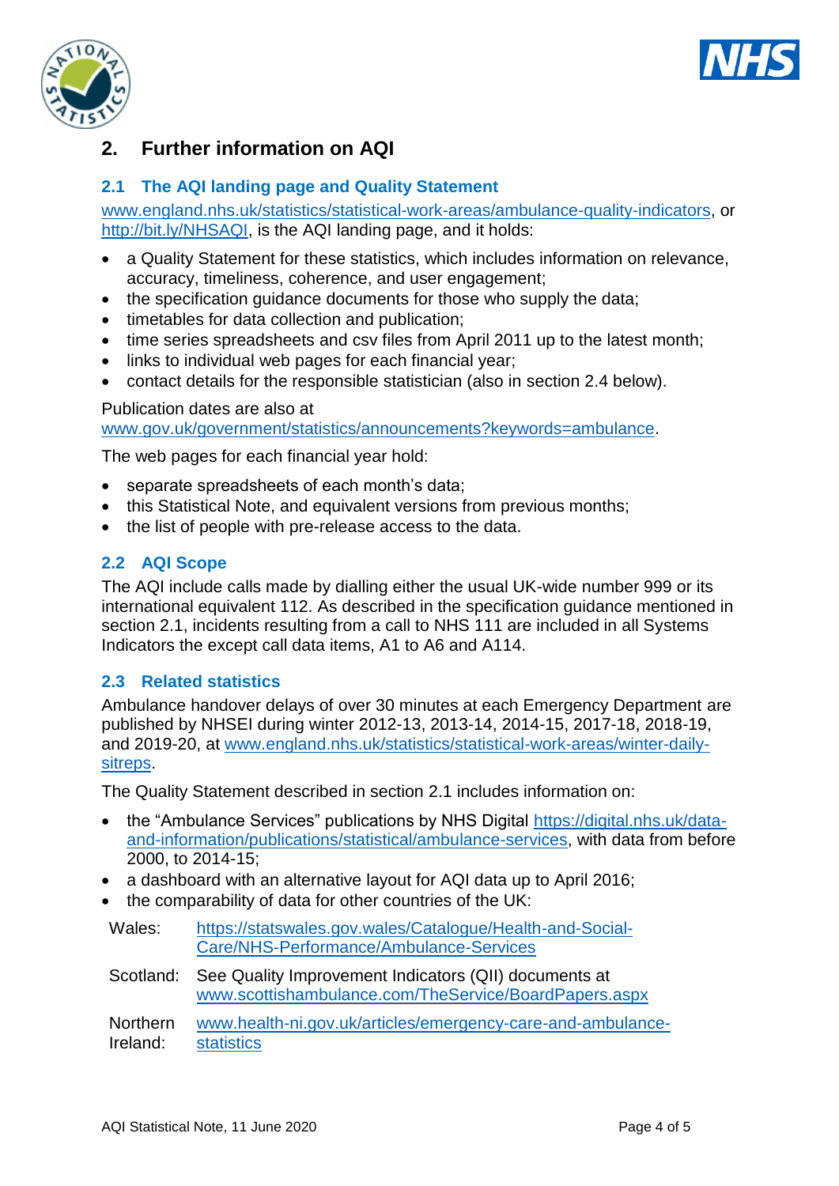## 2. Further information on AQI

### 2.1 The AQI landing page and Quality Statement

www.england.nhs.uk/statistics/statistical-work-areas/ambulance-quality-indicators, or http://bit.ly/NHSAQI, is the AQI landing page, and it holds:

- a Quality Statement for these statistics, which includes information on relevance, accuracy, timeliness, coherence, and user engagement;
- the specification guidance documents for those who supply the data;
- timetables for data collection and publication;
- time series spreadsheets and csv files from April 2011 up to the latest month;
- links to individual web pages for each financial year;
- contact details for the responsible statistician (also in section 2.4 below).

Publication dates are also at www.gov.uk/government/statistics/announcements?keywords=ambulance.

The web pages for each financial year hold:

- separate spreadsheets of each month's data;
- this Statistical Note, and equivalent versions from previous months;
- the list of people with pre-release access to the data.

### 2.2 AQI Scope

The AQI include calls made by dialling either the usual UK-wide number 999 or its international equivalent 112. As described in the specification guidance mentioned in section 2.1, incidents resulting from a call to NHS 111 are included in all Systems Indicators the except call data items, A1 to A6 and A114.

### 2.3 Related statistics

Ambulance handover delays of over 30 minutes at each Emergency Department are published by NHSEI during winter 2012-13, 2013-14, 2014-15, 2017-18, 2018-19, and 2019-20, at www.england.nhs.uk/statistics/statistical-work-areas/winter-daily-sitreps.

The Quality Statement described in section 2.1 includes information on:

- the "Ambulance Services" publications by NHS Digital https://digital.nhs.uk/data-and-information/publications/statistical/ambulance-services, with data from before 2000, to 2014-15;
- a dashboard with an alternative layout for AQI data up to April 2016;
- the comparability of data for other countries of the UK:

| | |
|---|---|
| Wales: | https://statswales.gov.wales/Catalogue/Health-and-Social-Care/NHS-Performance/Ambulance-Services |
| Scotland: | See Quality Improvement Indicators (QII) documents at www.scottishambulance.com/TheService/BoardPapers.aspx |
| Northern Ireland: | www.health-ni.gov.uk/articles/emergency-care-and-ambulance-statistics |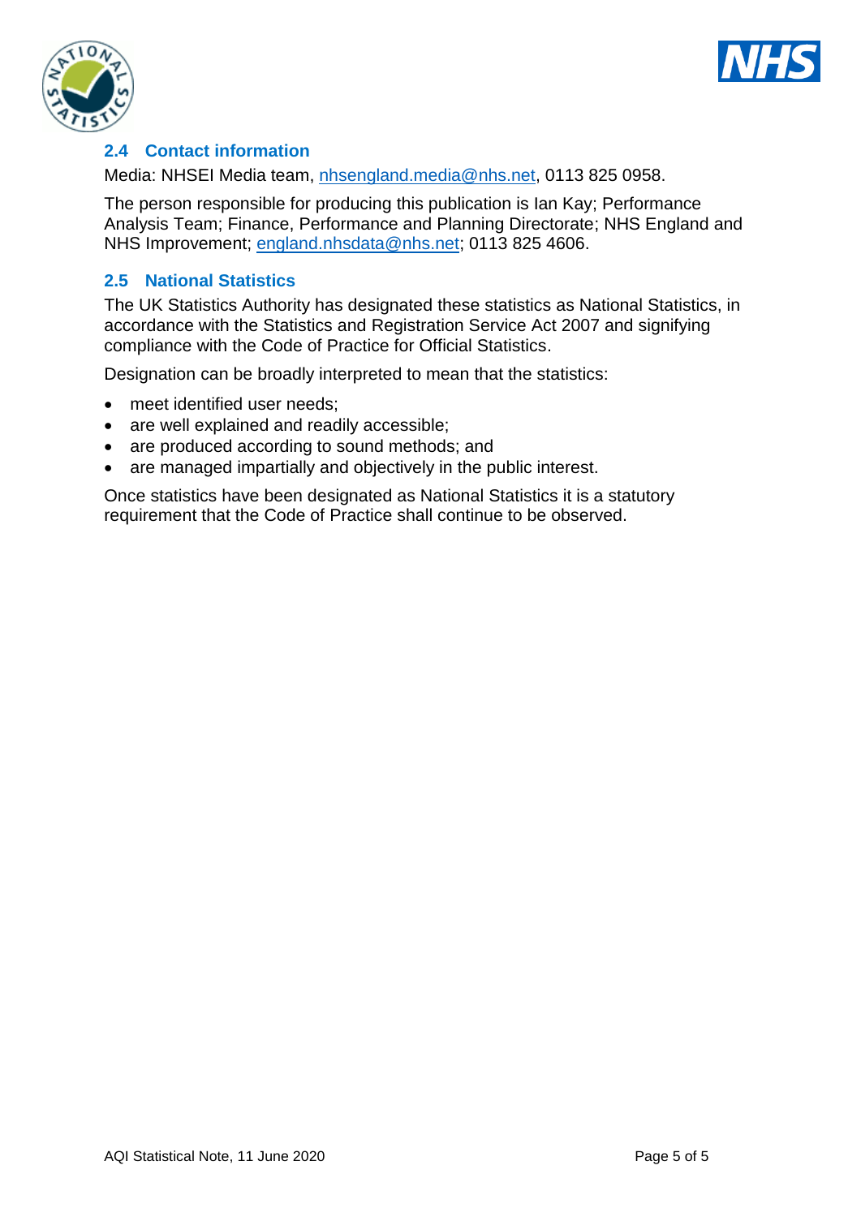### 2.4 Contact information

Media: NHSEI Media team, nhsengland.media@nhs.net, 0113 825 0958.

The person responsible for producing this publication is Ian Kay; Performance Analysis Team; Finance, Performance and Planning Directorate; NHS England and NHS Improvement; england.nhsdata@nhs.net; 0113 825 4606.

### 2.5 National Statistics

The UK Statistics Authority has designated these statistics as National Statistics, in accordance with the Statistics and Registration Service Act 2007 and signifying compliance with the Code of Practice for Official Statistics.

Designation can be broadly interpreted to mean that the statistics:

- meet identified user needs;
- are well explained and readily accessible;
- are produced according to sound methods; and
- are managed impartially and objectively in the public interest.

Once statistics have been designated as National Statistics it is a statutory requirement that the Code of Practice shall continue to be observed.